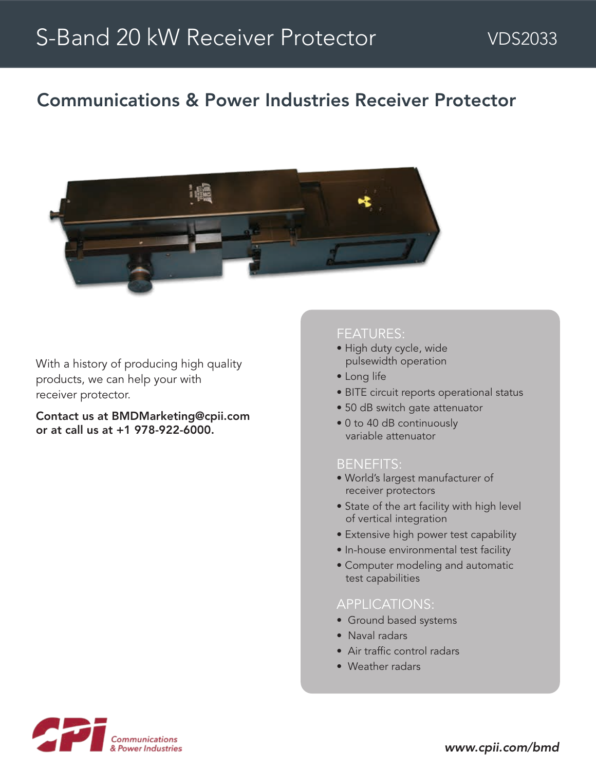# S-Band 20 kW Receiver Protector

VDS2033

## Communications & Power Industries Receiver Protector

With a history of producing high quality products, we can help your with receiver protector.

**Contact us at BMDMarketing@cpii.com or at call us at +1 978-922-6000.**

### FEATURES:

- High duty cycle, wide pulsewidth operation
- Long life
- BITE circuit reports operational status
- 50 dB switch gate attenuator
- 0 to 40 dB continuously variable attenuator

### BENEFITS:

- World's largest manufacturer of receiver protectors
- State of the art facility with high level of vertical integration
- Extensive high power test capability
- In-house environmental test facility
- Computer modeling and automatic test capabilities

### APPLICATIONS:

- Ground based systems
- Naval radars
- Air traffic control radars
- Weather radars

CPI Communications & Power Industries

*www.cpii.com/bmd*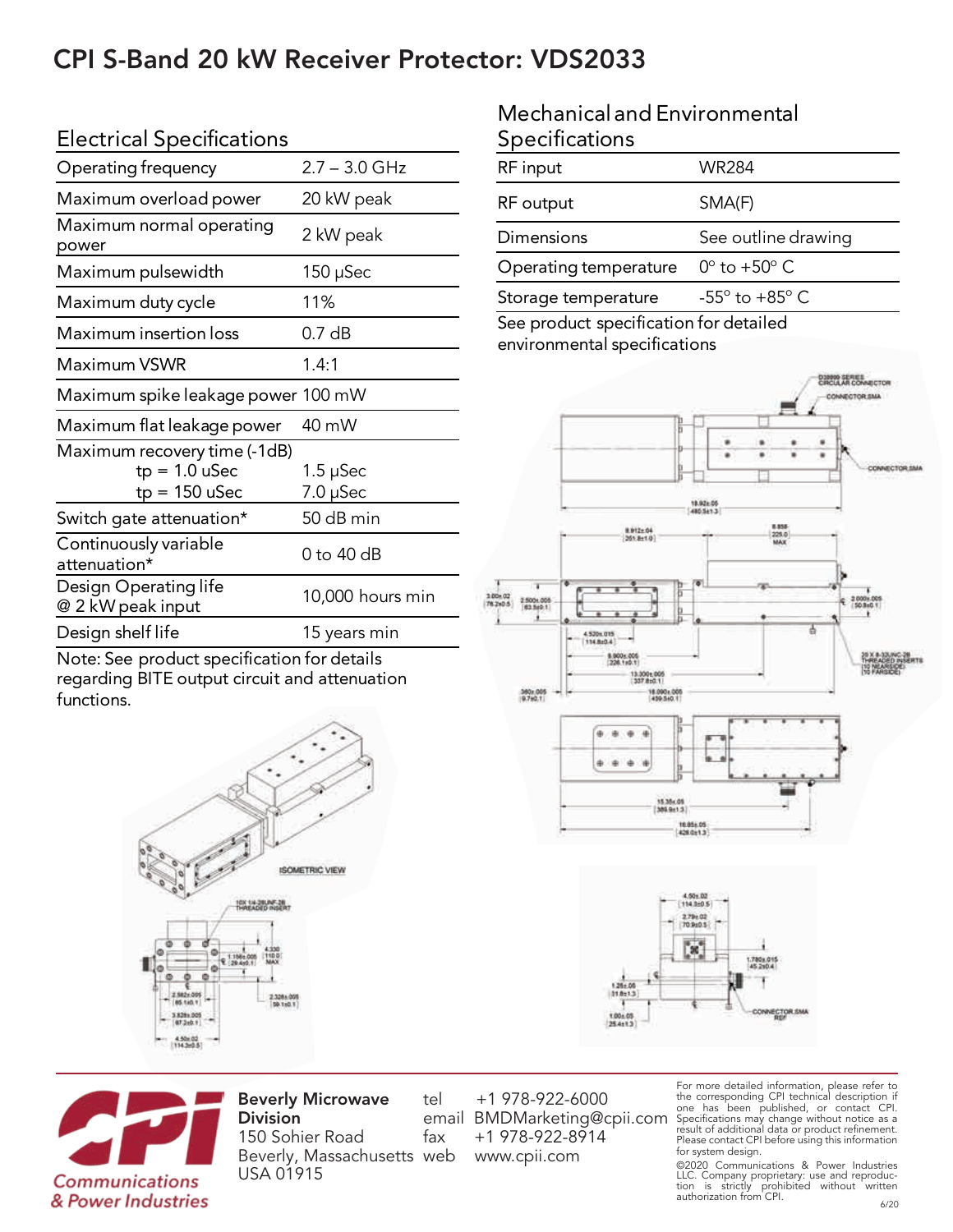# CPI S-Band 20 kW Receiver Protector: VDS2033

## Electrical Specifications

| | |
|---|---|
| Operating frequency | 2.7 – 3.0 GHz |
| Maximum overload power | 20 kW peak |
| Maximum normal operating power | 2 kW peak |
| Maximum pulsewidth | 150 µSec |
| Maximum duty cycle | 11% |
| Maximum insertion loss | 0.7 dB |
| Maximum VSWR | 1.4:1 |
| Maximum spike leakage power | 100 mW |
| Maximum flat leakage power | 40 mW |
| Maximum recovery time (-1dB) tp = 1.0 uSec / tp = 150 uSec | 1.5 µSec / 7.0 µSec |
| Switch gate attenuation* | 50 dB min |
| Continuously variable attenuation* | 0 to 40 dB |
| Design Operating life @ 2 kW peak input | 10,000 hours min |
| Design shelf life | 15 years min |

Note: See product specification for details regarding BITE output circuit and attenuation functions.

## Mechanical and Environmental Specifications

| | |
|---|---|
| RF input | WR284 |
| RF output | SMA(F) |
| Dimensions | See outline drawing |
| Operating temperature | 0° to +50° C |
| Storage temperature | -55° to +85° C |

See product specification for detailed environmental specifications

ISOMETRIC VIEW

**Beverly Microwave Division**
150 Sohier Road
Beverly, Massachusetts
USA 01915

tel +1 978-922-6000
email BMDMarketing@cpii.com
fax +1 978-922-8914
web www.cpii.com

For more detailed information, please refer to the corresponding CPI technical description if one has been published, or contact CPI. Specifications may change without notice as a result of additional data or product refinement. Please contact CPI before using this information for system design.

©2020 Communications & Power Industries LLC. Company proprietary: use and reproduction is strictly prohibited without written authorization from CPI.

6/20